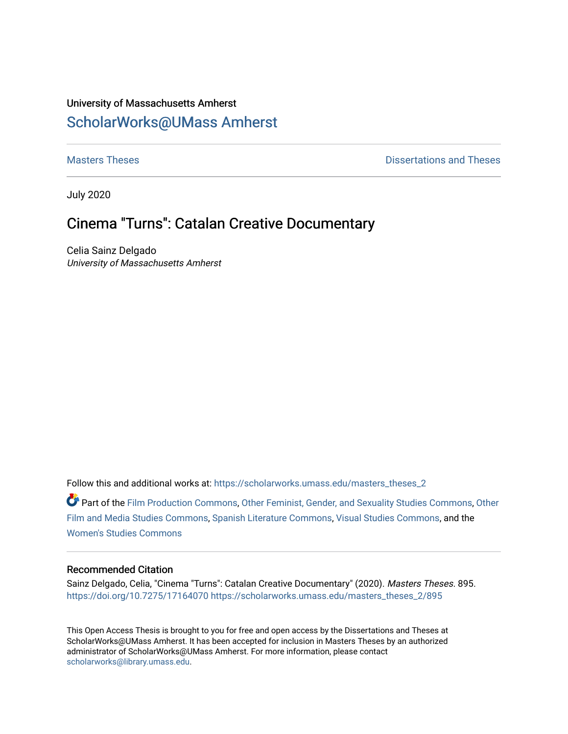University of Massachusetts Amherst

# ScholarWorks@UMass Amherst

Masters Theses | Dissertations and Theses

July 2020

## Cinema "Turns": Catalan Creative Documentary

Celia Sainz Delgado
*University of Massachusetts Amherst*

Follow this and additional works at: https://scholarworks.umass.edu/masters_theses_2

Part of the Film Production Commons, Other Feminist, Gender, and Sexuality Studies Commons, Other Film and Media Studies Commons, Spanish Literature Commons, Visual Studies Commons, and the Women's Studies Commons

### Recommended Citation

Sainz Delgado, Celia, "Cinema "Turns": Catalan Creative Documentary" (2020). *Masters Theses*. 895.
https://doi.org/10.7275/17164070 https://scholarworks.umass.edu/masters_theses_2/895

This Open Access Thesis is brought to you for free and open access by the Dissertations and Theses at ScholarWorks@UMass Amherst. It has been accepted for inclusion in Masters Theses by an authorized administrator of ScholarWorks@UMass Amherst. For more information, please contact scholarworks@library.umass.edu.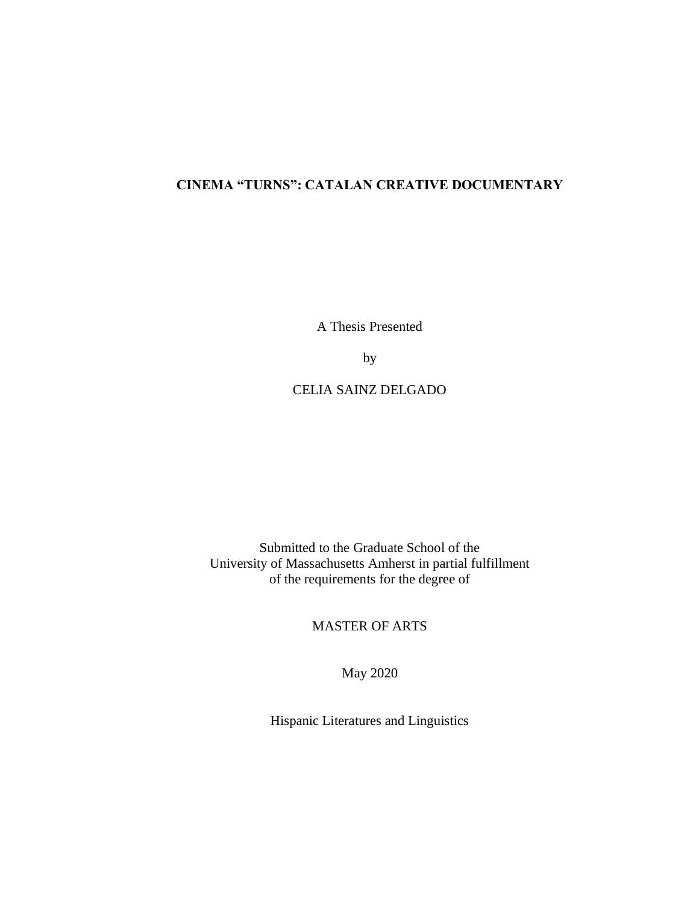# CINEMA "TURNS": CATALAN CREATIVE DOCUMENTARY

A Thesis Presented

by

CELIA SAINZ DELGADO

Submitted to the Graduate School of the
University of Massachusetts Amherst in partial fulfillment
of the requirements for the degree of

MASTER OF ARTS

May 2020

Hispanic Literatures and Linguistics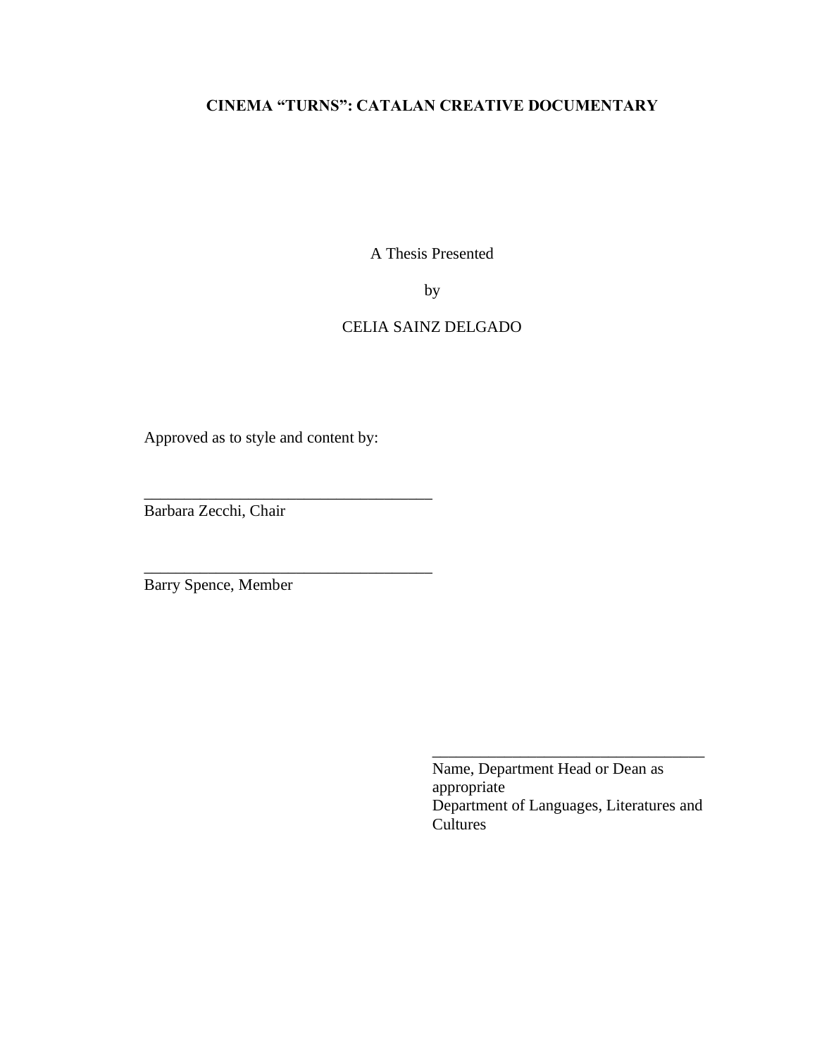**CINEMA "TURNS": CATALAN CREATIVE DOCUMENTARY**

A Thesis Presented

by

CELIA SAINZ DELGADO

Approved as to style and content by:

____________________________________
Barbara Zecchi, Chair

____________________________________
Barry Spence, Member

____________________________________
Name, Department Head or Dean as appropriate
Department of Languages, Literatures and Cultures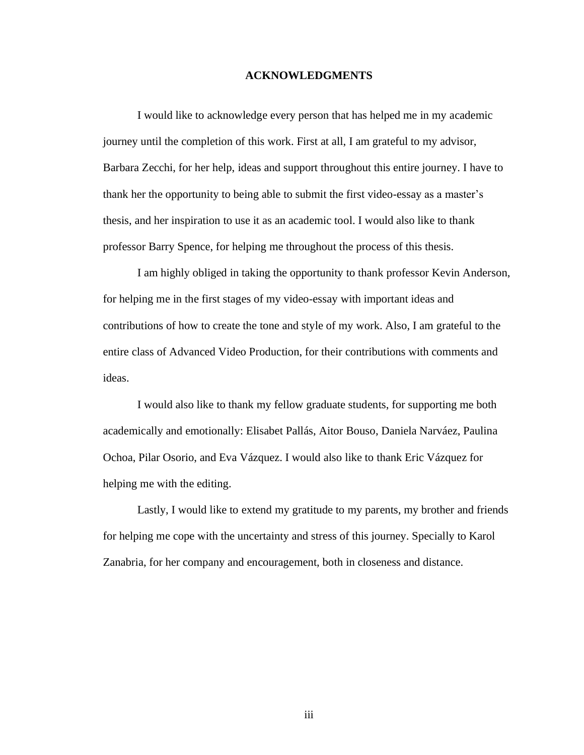# ACKNOWLEDGMENTS

I would like to acknowledge every person that has helped me in my academic journey until the completion of this work. First at all, I am grateful to my advisor, Barbara Zecchi, for her help, ideas and support throughout this entire journey. I have to thank her the opportunity to being able to submit the first video-essay as a master's thesis, and her inspiration to use it as an academic tool. I would also like to thank professor Barry Spence, for helping me throughout the process of this thesis.

I am highly obliged in taking the opportunity to thank professor Kevin Anderson, for helping me in the first stages of my video-essay with important ideas and contributions of how to create the tone and style of my work. Also, I am grateful to the entire class of Advanced Video Production, for their contributions with comments and ideas.

I would also like to thank my fellow graduate students, for supporting me both academically and emotionally: Elisabet Pallás, Aitor Bouso, Daniela Narváez, Paulina Ochoa, Pilar Osorio, and Eva Vázquez. I would also like to thank Eric Vázquez for helping me with the editing.

Lastly, I would like to extend my gratitude to my parents, my brother and friends for helping me cope with the uncertainty and stress of this journey. Specially to Karol Zanabria, for her company and encouragement, both in closeness and distance.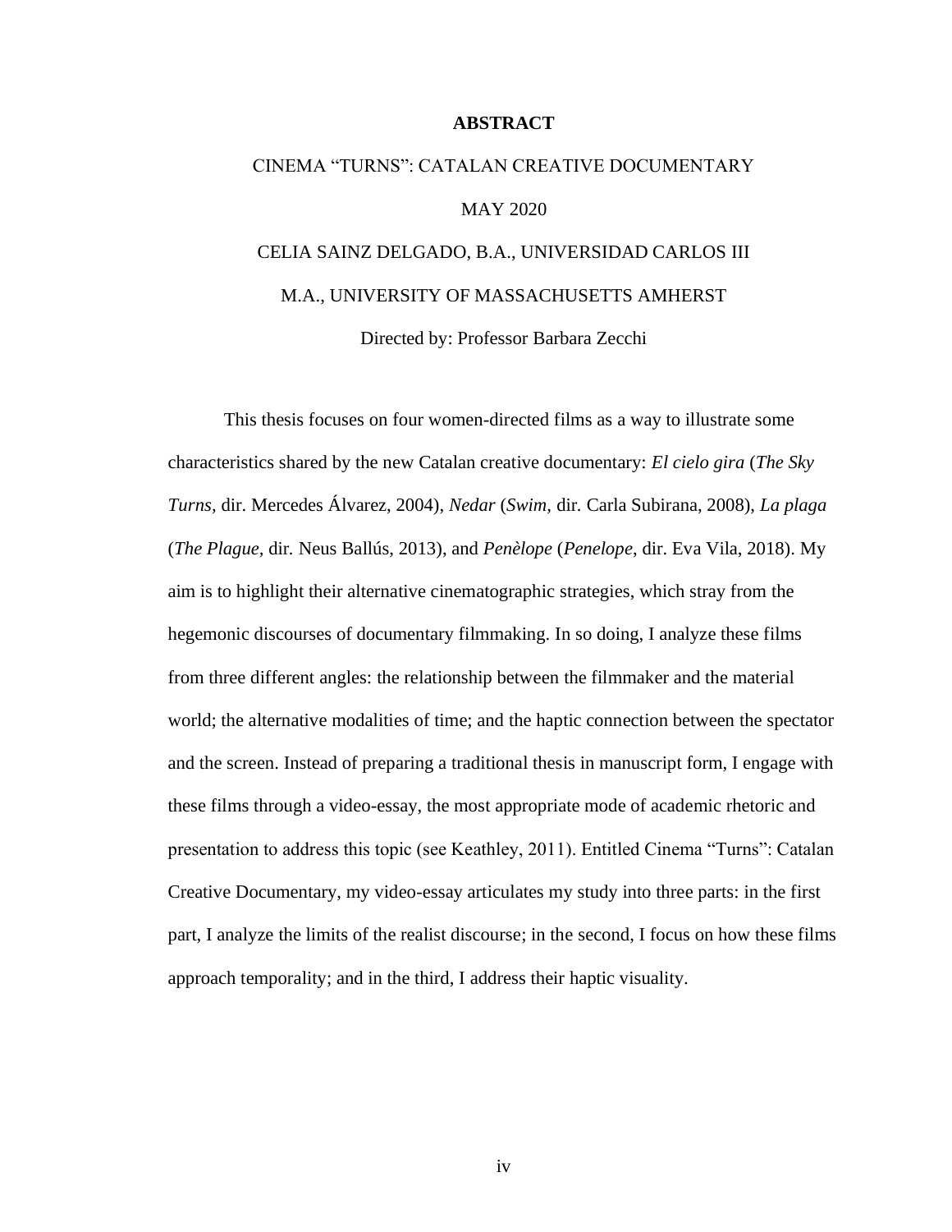# ABSTRACT

CINEMA "TURNS": CATALAN CREATIVE DOCUMENTARY

MAY 2020

CELIA SAINZ DELGADO, B.A., UNIVERSIDAD CARLOS III

M.A., UNIVERSITY OF MASSACHUSETTS AMHERST

Directed by: Professor Barbara Zecchi

This thesis focuses on four women-directed films as a way to illustrate some characteristics shared by the new Catalan creative documentary: *El cielo gira* (*The Sky Turns*, dir. Mercedes Álvarez, 2004), *Nedar* (*Swim*, dir. Carla Subirana, 2008), *La plaga* (*The Plague*, dir. Neus Ballús, 2013), and *Penèlope* (*Penelope*, dir. Eva Vila, 2018). My aim is to highlight their alternative cinematographic strategies, which stray from the hegemonic discourses of documentary filmmaking. In so doing, I analyze these films from three different angles: the relationship between the filmmaker and the material world; the alternative modalities of time; and the haptic connection between the spectator and the screen. Instead of preparing a traditional thesis in manuscript form, I engage with these films through a video-essay, the most appropriate mode of academic rhetoric and presentation to address this topic (see Keathley, 2011). Entitled Cinema "Turns": Catalan Creative Documentary, my video-essay articulates my study into three parts: in the first part, I analyze the limits of the realist discourse; in the second, I focus on how these films approach temporality; and in the third, I address their haptic visuality.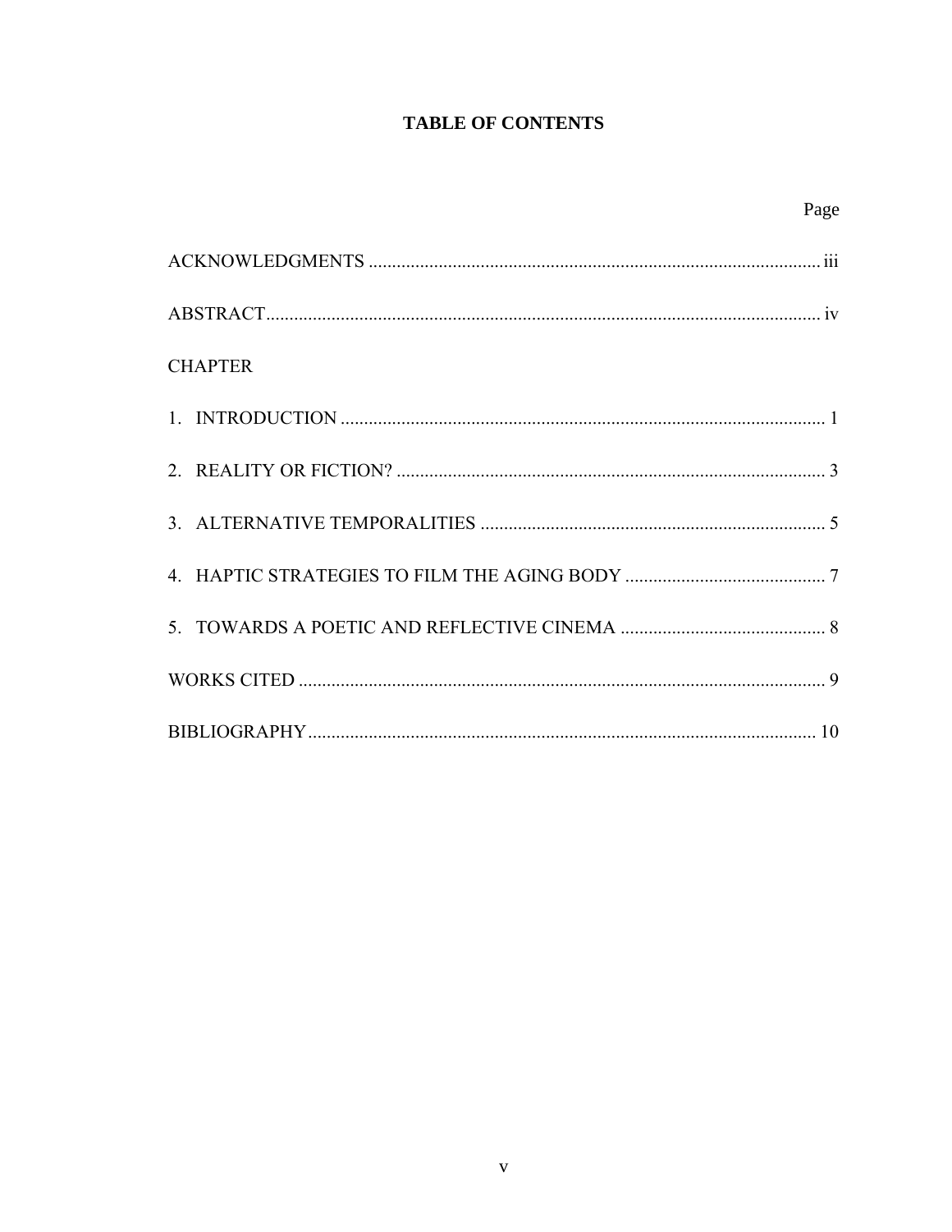# TABLE OF CONTENTS

| | Page |
|---|---|
| ACKNOWLEDGMENTS | iii |
| ABSTRACT | iv |
| CHAPTER | |
| 1. INTRODUCTION | 1 |
| 2. REALITY OR FICTION? | 3 |
| 3. ALTERNATIVE TEMPORALITIES | 5 |
| 4. HAPTIC STRATEGIES TO FILM THE AGING BODY | 7 |
| 5. TOWARDS A POETIC AND REFLECTIVE CINEMA | 8 |
| WORKS CITED | 9 |
| BIBLIOGRAPHY | 10 |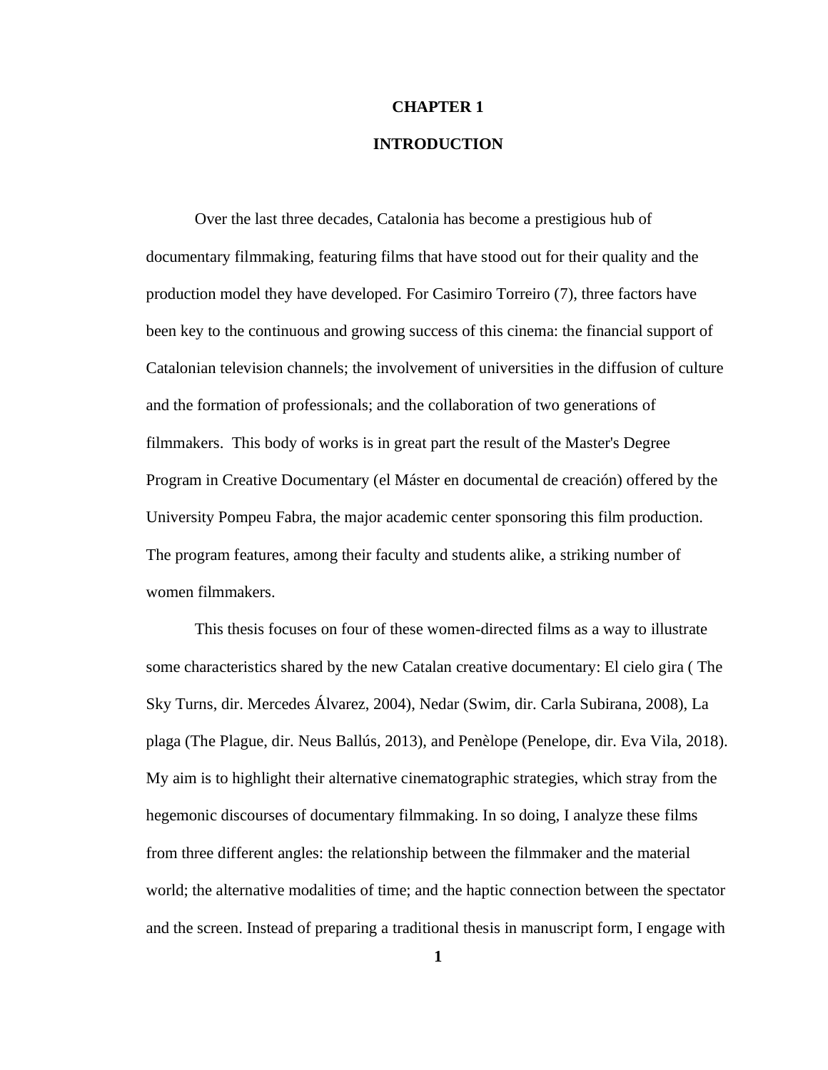# CHAPTER 1

# INTRODUCTION

Over the last three decades, Catalonia has become a prestigious hub of documentary filmmaking, featuring films that have stood out for their quality and the production model they have developed. For Casimiro Torreiro (7), three factors have been key to the continuous and growing success of this cinema: the financial support of Catalonian television channels; the involvement of universities in the diffusion of culture and the formation of professionals; and the collaboration of two generations of filmmakers. This body of works is in great part the result of the Master's Degree Program in Creative Documentary (el Máster en documental de creación) offered by the University Pompeu Fabra, the major academic center sponsoring this film production. The program features, among their faculty and students alike, a striking number of women filmmakers.

This thesis focuses on four of these women-directed films as a way to illustrate some characteristics shared by the new Catalan creative documentary: El cielo gira ( The Sky Turns, dir. Mercedes Álvarez, 2004), Nedar (Swim, dir. Carla Subirana, 2008), La plaga (The Plague, dir. Neus Ballús, 2013), and Penèlope (Penelope, dir. Eva Vila, 2018). My aim is to highlight their alternative cinematographic strategies, which stray from the hegemonic discourses of documentary filmmaking. In so doing, I analyze these films from three different angles: the relationship between the filmmaker and the material world; the alternative modalities of time; and the haptic connection between the spectator and the screen. Instead of preparing a traditional thesis in manuscript form, I engage with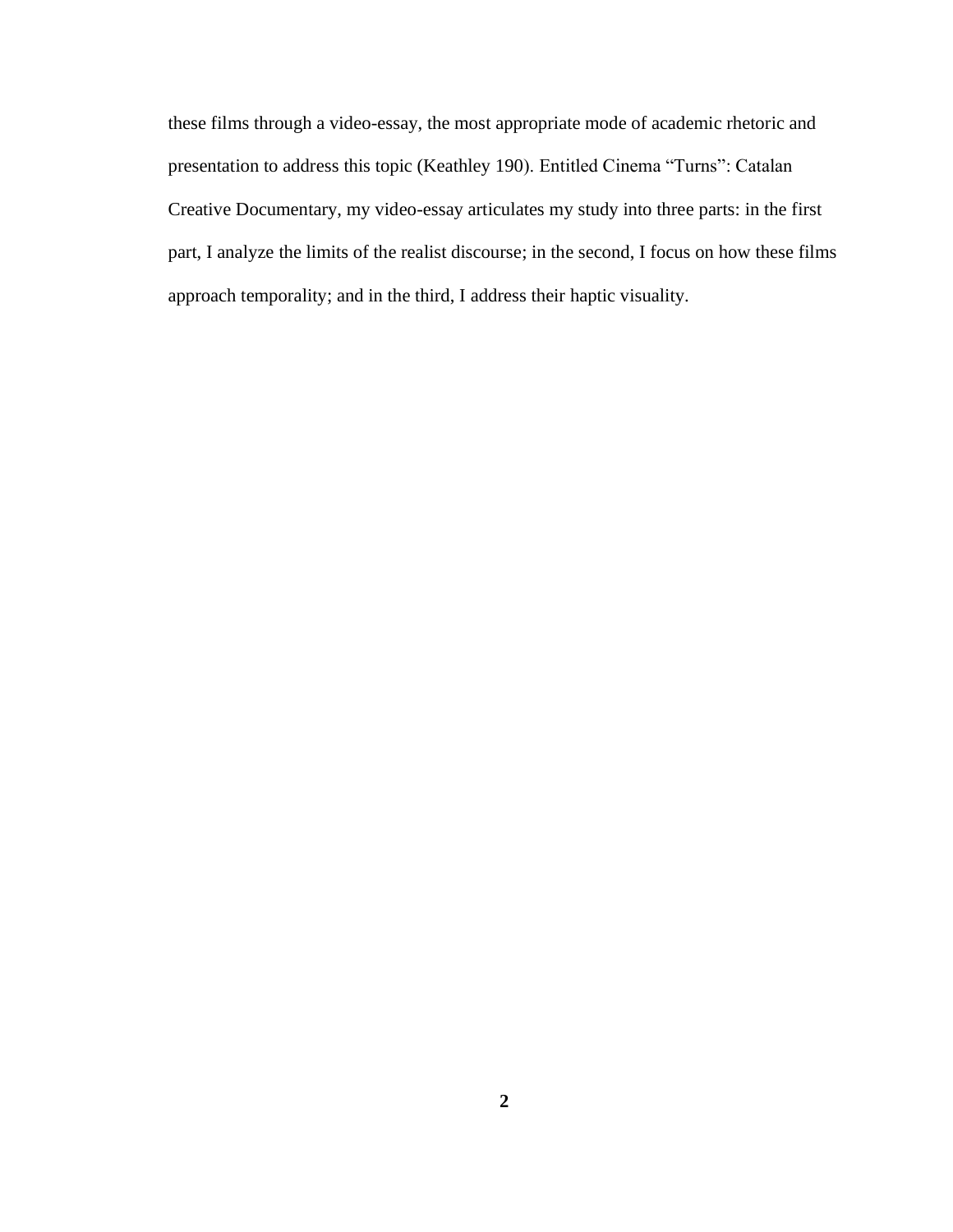these films through a video-essay, the most appropriate mode of academic rhetoric and presentation to address this topic (Keathley 190). Entitled Cinema "Turns": Catalan Creative Documentary, my video-essay articulates my study into three parts: in the first part, I analyze the limits of the realist discourse; in the second, I focus on how these films approach temporality; and in the third, I address their haptic visuality.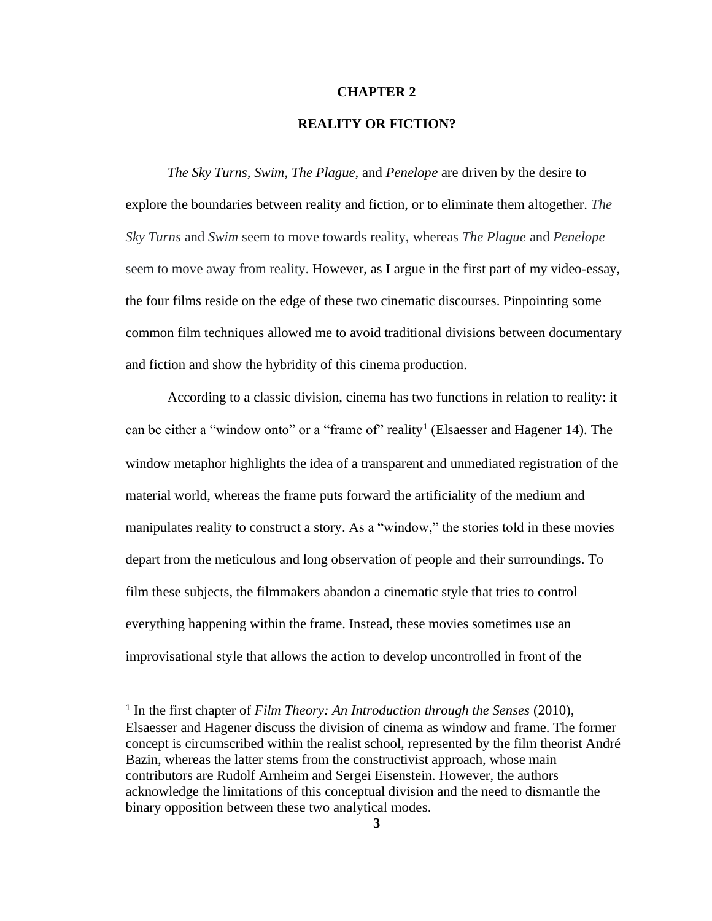# CHAPTER 2

## REALITY OR FICTION?

*The Sky Turns*, *Swim*, *The Plague,* and *Penelope* are driven by the desire to explore the boundaries between reality and fiction, or to eliminate them altogether. *The Sky Turns* and *Swim* seem to move towards reality, whereas *The Plague* and *Penelope* seem to move away from reality. However, as I argue in the first part of my video-essay, the four films reside on the edge of these two cinematic discourses. Pinpointing some common film techniques allowed me to avoid traditional divisions between documentary and fiction and show the hybridity of this cinema production.

According to a classic division, cinema has two functions in relation to reality: it can be either a "window onto" or a "frame of" reality[1] (Elsaesser and Hagener 14). The window metaphor highlights the idea of a transparent and unmediated registration of the material world, whereas the frame puts forward the artificiality of the medium and manipulates reality to construct a story. As a "window," the stories told in these movies depart from the meticulous and long observation of people and their surroundings. To film these subjects, the filmmakers abandon a cinematic style that tries to control everything happening within the frame. Instead, these movies sometimes use an improvisational style that allows the action to develop uncontrolled in front of the

[1] In the first chapter of *Film Theory: An Introduction through the Senses* (2010), Elsaesser and Hagener discuss the division of cinema as window and frame. The former concept is circumscribed within the realist school, represented by the film theorist André Bazin, whereas the latter stems from the constructivist approach, whose main contributors are Rudolf Arnheim and Sergei Eisenstein. However, the authors acknowledge the limitations of this conceptual division and the need to dismantle the binary opposition between these two analytical modes.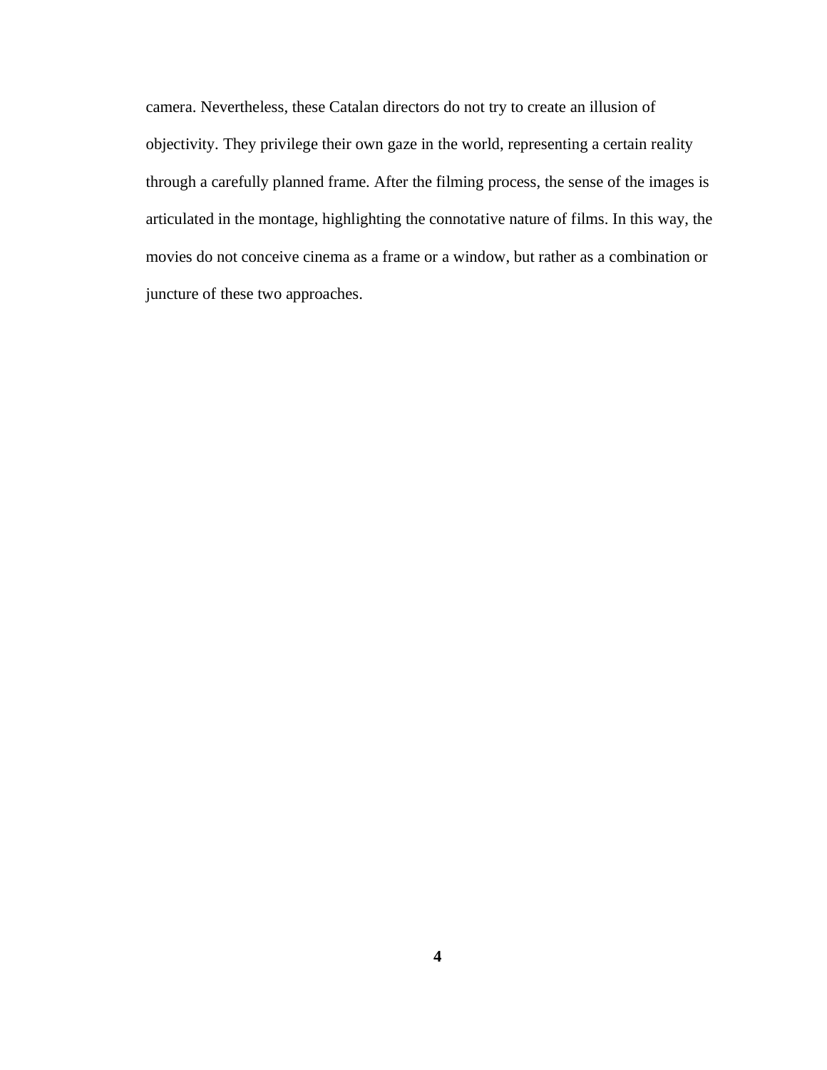camera. Nevertheless, these Catalan directors do not try to create an illusion of objectivity. They privilege their own gaze in the world, representing a certain reality through a carefully planned frame. After the filming process, the sense of the images is articulated in the montage, highlighting the connotative nature of films. In this way, the movies do not conceive cinema as a frame or a window, but rather as a combination or juncture of these two approaches.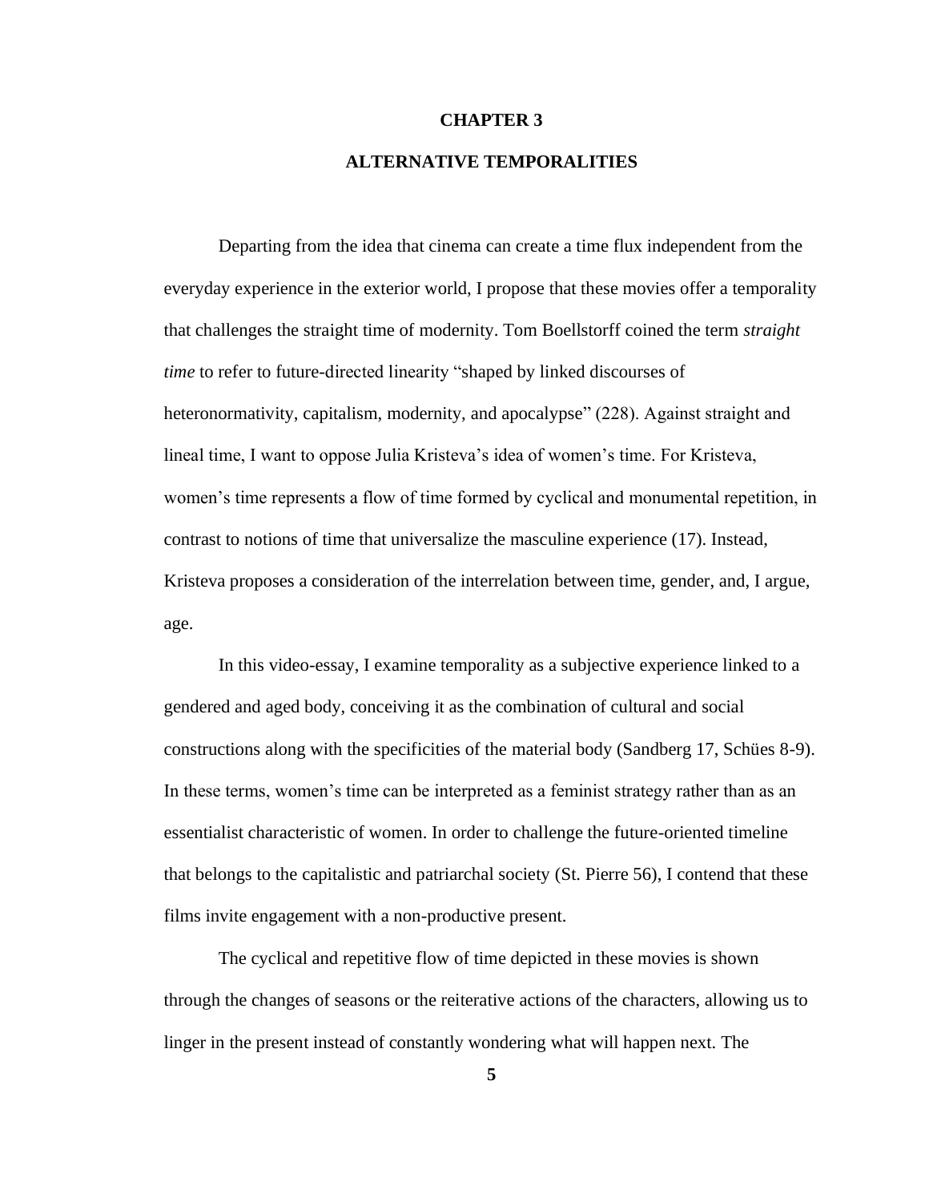# CHAPTER 3

## ALTERNATIVE TEMPORALITIES

Departing from the idea that cinema can create a time flux independent from the everyday experience in the exterior world, I propose that these movies offer a temporality that challenges the straight time of modernity. Tom Boellstorff coined the term *straight time* to refer to future-directed linearity "shaped by linked discourses of heteronormativity, capitalism, modernity, and apocalypse" (228). Against straight and lineal time, I want to oppose Julia Kristeva's idea of women's time. For Kristeva, women's time represents a flow of time formed by cyclical and monumental repetition, in contrast to notions of time that universalize the masculine experience (17). Instead, Kristeva proposes a consideration of the interrelation between time, gender, and, I argue, age.

In this video-essay, I examine temporality as a subjective experience linked to a gendered and aged body, conceiving it as the combination of cultural and social constructions along with the specificities of the material body (Sandberg 17, Schües 8-9). In these terms, women's time can be interpreted as a feminist strategy rather than as an essentialist characteristic of women. In order to challenge the future-oriented timeline that belongs to the capitalistic and patriarchal society (St. Pierre 56), I contend that these films invite engagement with a non-productive present.

The cyclical and repetitive flow of time depicted in these movies is shown through the changes of seasons or the reiterative actions of the characters, allowing us to linger in the present instead of constantly wondering what will happen next. The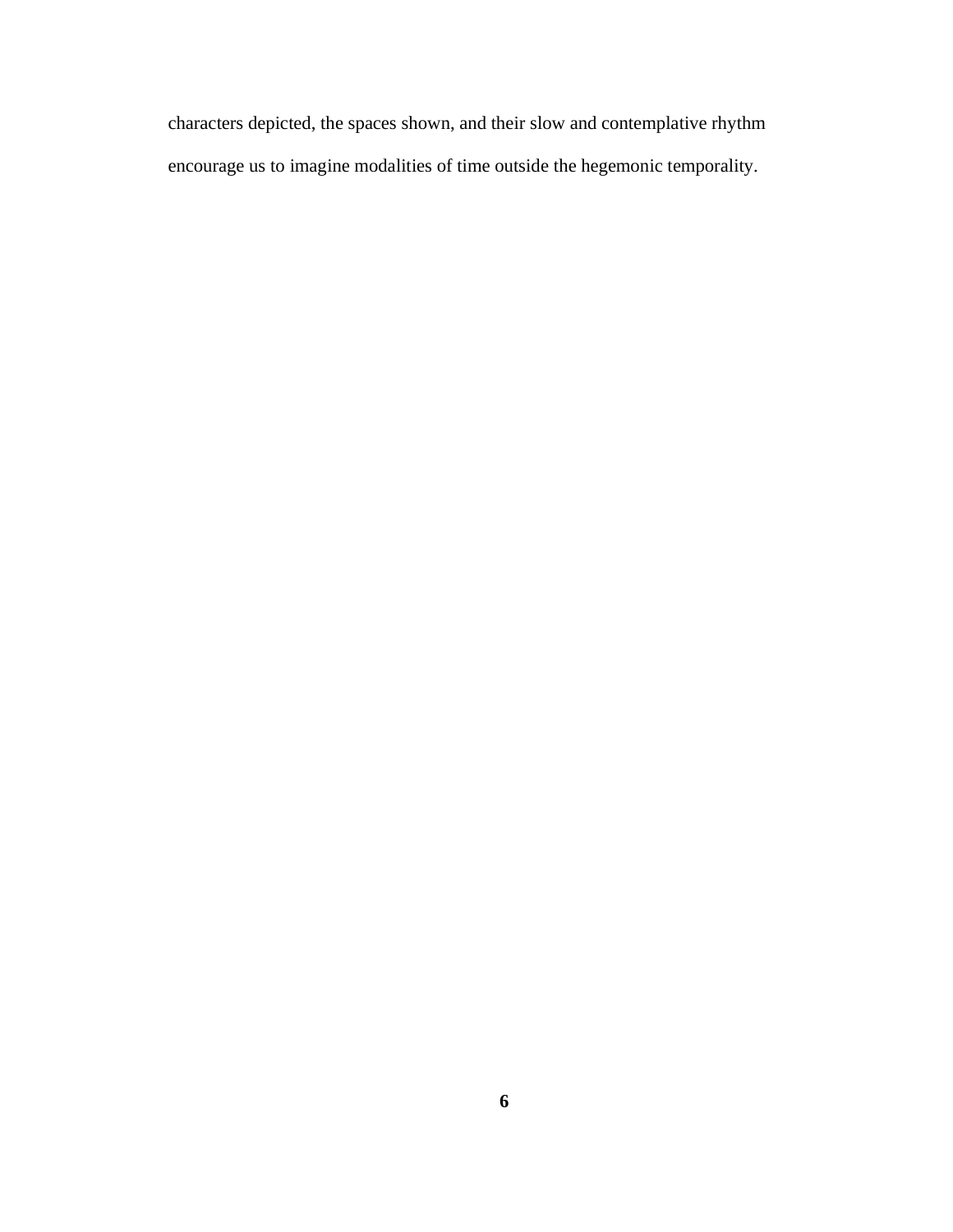characters depicted, the spaces shown, and their slow and contemplative rhythm encourage us to imagine modalities of time outside the hegemonic temporality.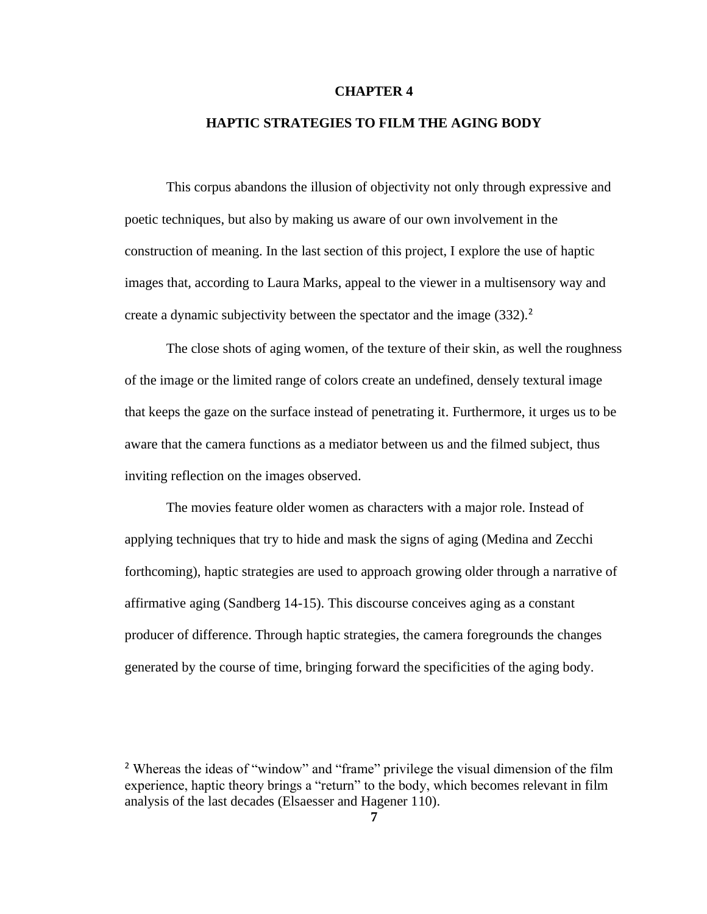# CHAPTER 4

## HAPTIC STRATEGIES TO FILM THE AGING BODY

This corpus abandons the illusion of objectivity not only through expressive and poetic techniques, but also by making us aware of our own involvement in the construction of meaning. In the last section of this project, I explore the use of haptic images that, according to Laura Marks, appeal to the viewer in a multisensory way and create a dynamic subjectivity between the spectator and the image (332).[2]

The close shots of aging women, of the texture of their skin, as well the roughness of the image or the limited range of colors create an undefined, densely textural image that keeps the gaze on the surface instead of penetrating it. Furthermore, it urges us to be aware that the camera functions as a mediator between us and the filmed subject, thus inviting reflection on the images observed.

The movies feature older women as characters with a major role. Instead of applying techniques that try to hide and mask the signs of aging (Medina and Zecchi forthcoming), haptic strategies are used to approach growing older through a narrative of affirmative aging (Sandberg 14-15). This discourse conceives aging as a constant producer of difference. Through haptic strategies, the camera foregrounds the changes generated by the course of time, bringing forward the specificities of the aging body.

[2] Whereas the ideas of "window" and "frame" privilege the visual dimension of the film experience, haptic theory brings a "return" to the body, which becomes relevant in film analysis of the last decades (Elsaesser and Hagener 110).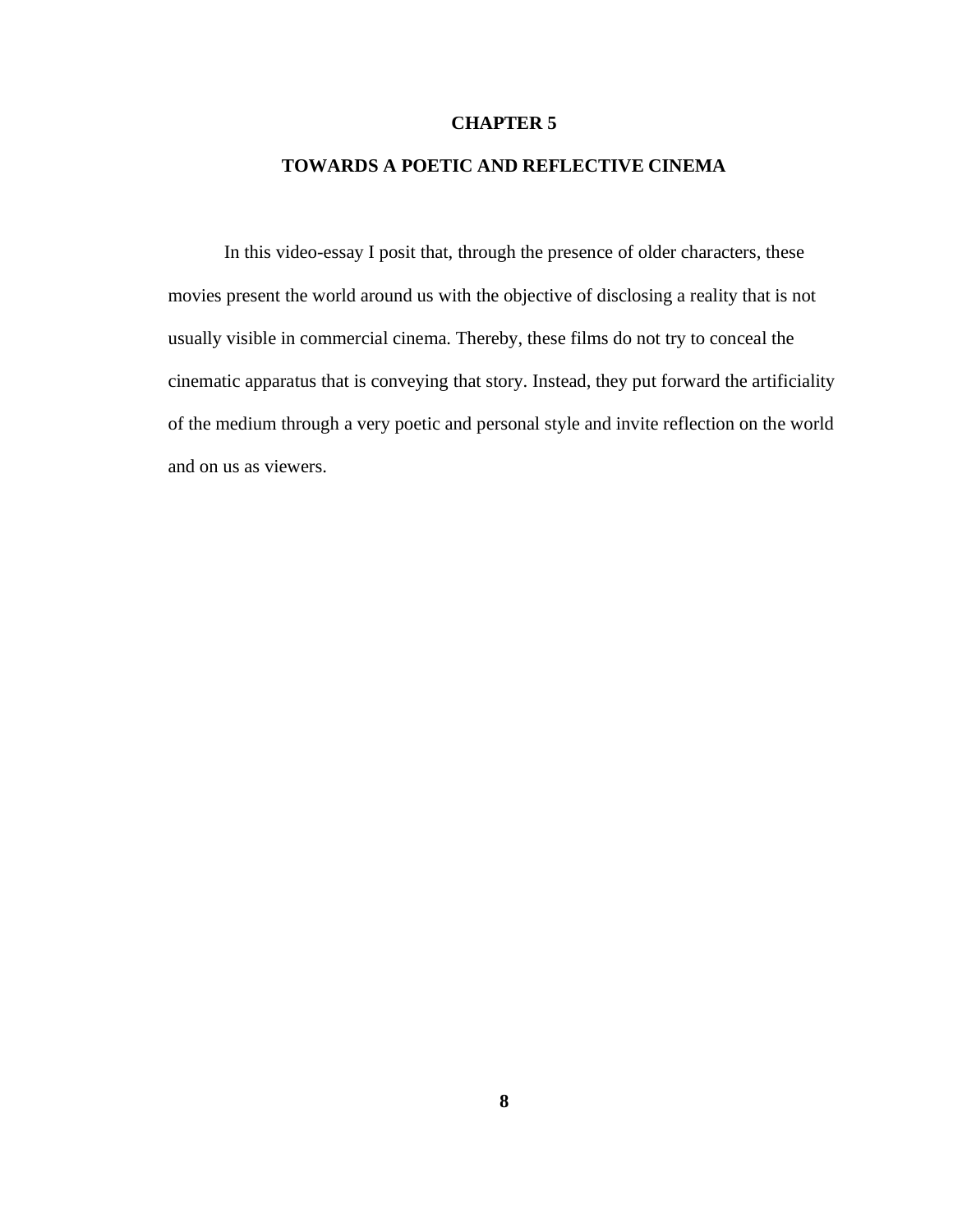# CHAPTER 5

## TOWARDS A POETIC AND REFLECTIVE CINEMA

In this video-essay I posit that, through the presence of older characters, these movies present the world around us with the objective of disclosing a reality that is not usually visible in commercial cinema. Thereby, these films do not try to conceal the cinematic apparatus that is conveying that story. Instead, they put forward the artificiality of the medium through a very poetic and personal style and invite reflection on the world and on us as viewers.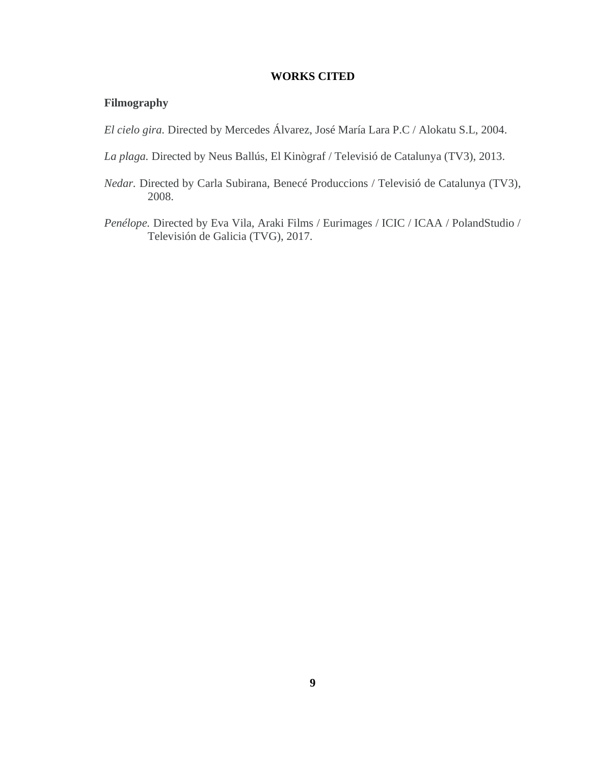# WORKS CITED

## Filmography

*El cielo gira.* Directed by Mercedes Álvarez, José María Lara P.C / Alokatu S.L, 2004.

*La plaga.* Directed by Neus Ballús, El Kinògraf / Televisió de Catalunya (TV3), 2013.

*Nedar.* Directed by Carla Subirana, Benecé Produccions / Televisió de Catalunya (TV3), 2008.

*Penélope.* Directed by Eva Vila, Araki Films / Eurimages / ICIC / ICAA / PolandStudio / Televisión de Galicia (TVG), 2017.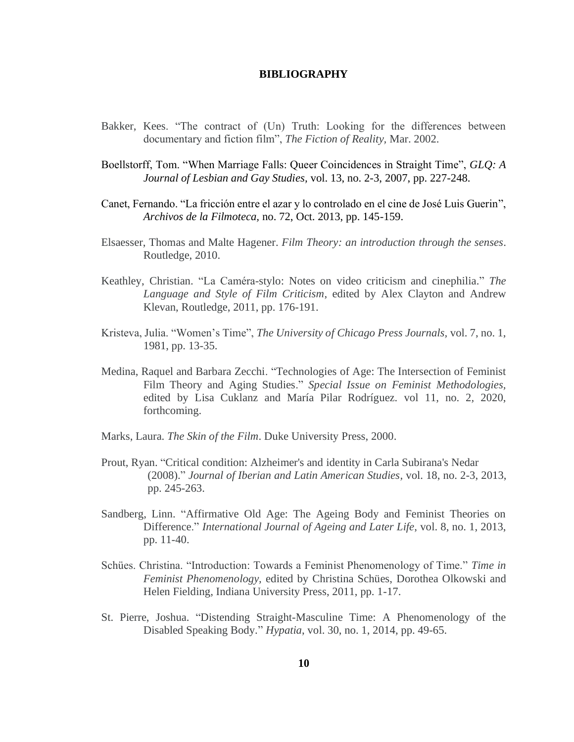# BIBLIOGRAPHY

Bakker, Kees. "The contract of (Un) Truth: Looking for the differences between documentary and fiction film", *The Fiction of Reality,* Mar. 2002.

Boellstorff, Tom. "When Marriage Falls: Queer Coincidences in Straight Time", *GLQ: A Journal of Lesbian and Gay Studies,* vol. 13, no. 2-3, 2007, pp. 227-248.

Canet, Fernando. "La fricción entre el azar y lo controlado en el cine de José Luis Guerin", *Archivos de la Filmoteca,* no. 72, Oct. 2013, pp. 145-159.

Elsaesser, Thomas and Malte Hagener. *Film Theory: an introduction through the senses*. Routledge, 2010.

Keathley, Christian. "La Caméra-stylo: Notes on video criticism and cinephilia." *The Language and Style of Film Criticism*, edited by Alex Clayton and Andrew Klevan, Routledge, 2011, pp. 176-191.

Kristeva, Julia. "Women's Time", *The University of Chicago Press Journals,* vol. 7, no. 1, 1981, pp. 13-35.

Medina, Raquel and Barbara Zecchi. "Technologies of Age: The Intersection of Feminist Film Theory and Aging Studies." *Special Issue on Feminist Methodologies,* edited by Lisa Cuklanz and María Pilar Rodríguez. vol 11, no. 2, 2020, forthcoming.

Marks, Laura. *The Skin of the Film*. Duke University Press, 2000.

Prout, Ryan. "Critical condition: Alzheimer's and identity in Carla Subirana's Nedar (2008)." *Journal of Iberian and Latin American Studies*, vol. 18, no. 2-3, 2013, pp. 245-263.

Sandberg, Linn. "Affirmative Old Age: The Ageing Body and Feminist Theories on Difference." *International Journal of Ageing and Later Life*, vol. 8, no. 1, 2013, pp. 11-40.

Schües. Christina. "Introduction: Towards a Feminist Phenomenology of Time." *Time in Feminist Phenomenology,* edited by Christina Schües, Dorothea Olkowski and Helen Fielding, Indiana University Press, 2011, pp. 1-17.

St. Pierre, Joshua. "Distending Straight-Masculine Time: A Phenomenology of the Disabled Speaking Body." *Hypatia*, vol. 30, no. 1, 2014, pp. 49-65.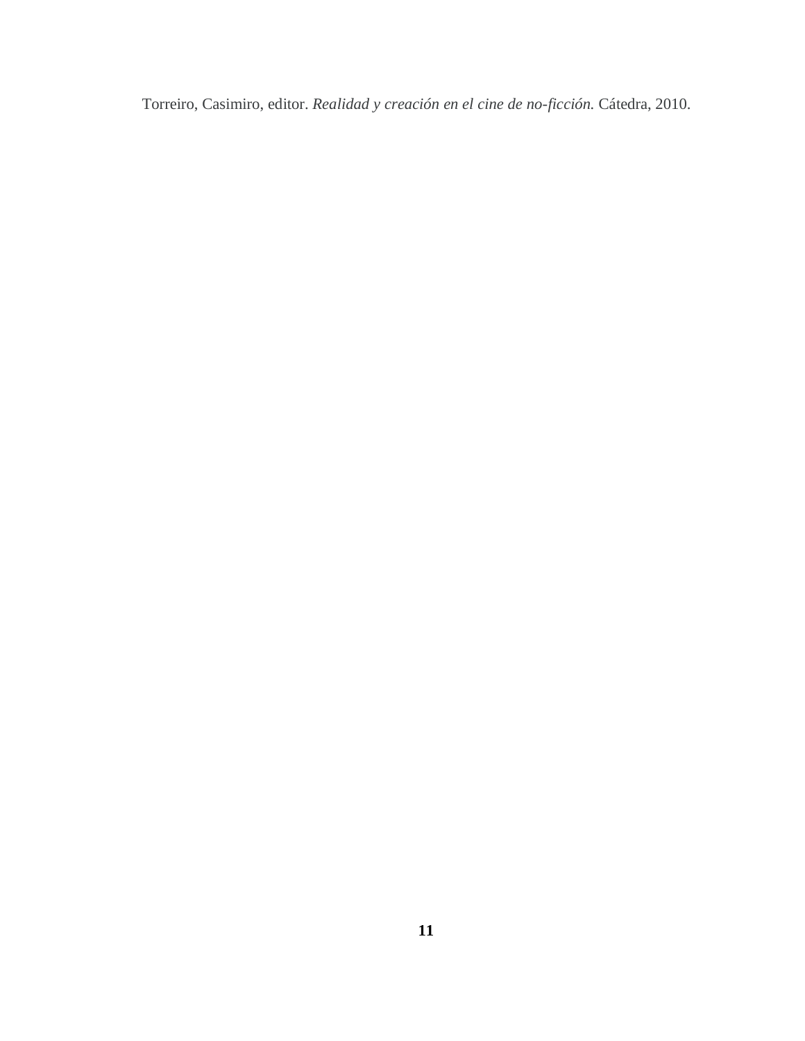Torreiro, Casimiro, editor. *Realidad y creación en el cine de no-ficción.* Cátedra, 2010.